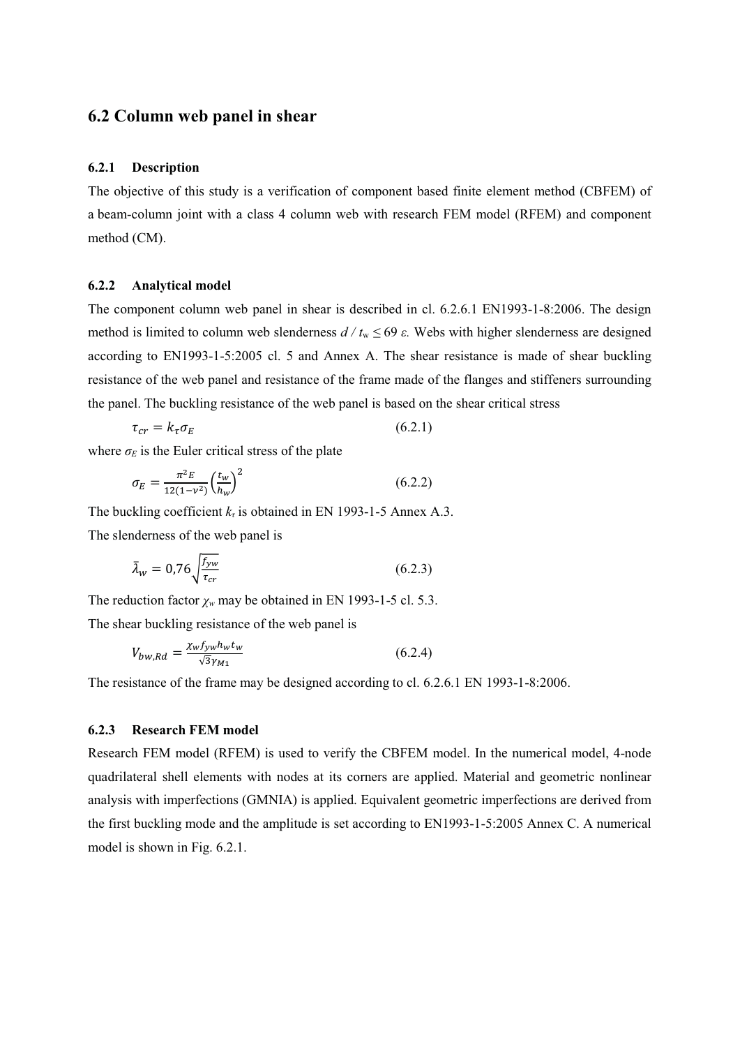## 6.2 Column web panel in shear

### 6.2.1 Description

The objective of this study is a verification of component based finite element method (CBFEM) of a beam-column joint with a class 4 column web with research FEM model (RFEM) and component method (CM).

### 6.2.2 Analytical model

The component column web panel in shear is described in cl. 6.2.6.1 EN1993-1-8:2006. The design method is limited to column web slenderness $d / t_w \leq 69\, \varepsilon$. Webs with higher slenderness are designed according to EN1993-1-5:2005 cl. 5 and Annex A. The shear resistance is made of shear buckling resistance of the web panel and resistance of the frame made of the flanges and stiffeners surrounding the panel. The buckling resistance of the web panel is based on the shear critical stress

$$\tau_{cr} = k_\tau \sigma_E \tag{6.2.1}$$

where $\sigma_E$ is the Euler critical stress of the plate

$$\sigma_E = \frac{\pi^2 E}{12(1-\nu^2)} \left(\frac{t_w}{h_w}\right)^2 \tag{6.2.2}$$

The buckling coefficient $k_\tau$ is obtained in EN 1993-1-5 Annex A.3.

The slenderness of the web panel is

$$\bar{\lambda}_w = 0{,}76 \sqrt{\frac{f_{yw}}{\tau_{cr}}} \tag{6.2.3}$$

The reduction factor $\chi_w$ may be obtained in EN 1993-1-5 cl. 5.3.

The shear buckling resistance of the web panel is

$$V_{bw,Rd} = \frac{\chi_w f_{yw} h_w t_w}{\sqrt{3}\gamma_{M1}} \tag{6.2.4}$$

The resistance of the frame may be designed according to cl. 6.2.6.1 EN 1993-1-8:2006.

### 6.2.3 Research FEM model

Research FEM model (RFEM) is used to verify the CBFEM model. In the numerical model, 4-node quadrilateral shell elements with nodes at its corners are applied. Material and geometric nonlinear analysis with imperfections (GMNIA) is applied. Equivalent geometric imperfections are derived from the first buckling mode and the amplitude is set according to EN1993-1-5:2005 Annex C. A numerical model is shown in Fig. 6.2.1.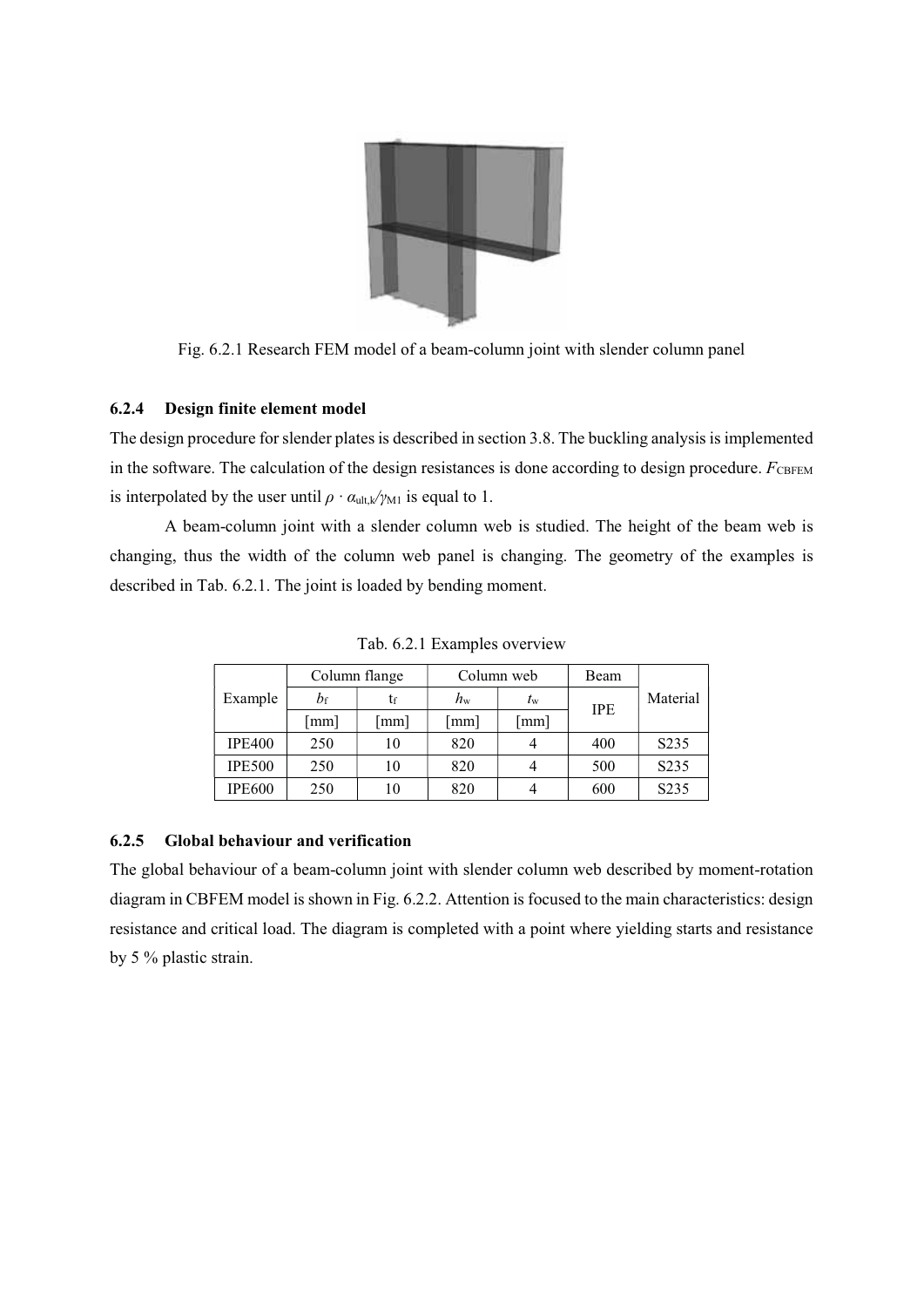Fig. 6.2.1 Research FEM model of a beam-column joint with slender column panel

### 6.2.4 Design finite element model

The design procedure for slender plates is described in section 3.8. The buckling analysis is implemented in the software. The calculation of the design resistances is done according to design procedure. $F_{CBFEM}$ is interpolated by the user until $\rho \cdot \alpha_{ult,k}/\gamma_{M1}$ is equal to 1.

A beam-column joint with a slender column web is studied. The height of the beam web is changing, thus the width of the column web panel is changing. The geometry of the examples is described in Tab. 6.2.1. The joint is loaded by bending moment.

Tab. 6.2.1 Examples overview

| Example | Column flange | | Column web | | Beam | Material |
|---|---|---|---|---|---|---|
| | $b_f$ | $t_f$ | $h_w$ | $t_w$ | IPE | |
| | [mm] | [mm] | [mm] | [mm] | | |
| IPE400 | 250 | 10 | 820 | 4 | 400 | S235 |
| IPE500 | 250 | 10 | 820 | 4 | 500 | S235 |
| IPE600 | 250 | 10 | 820 | 4 | 600 | S235 |

### 6.2.5 Global behaviour and verification

The global behaviour of a beam-column joint with slender column web described by moment-rotation diagram in CBFEM model is shown in Fig. 6.2.2. Attention is focused to the main characteristics: design resistance and critical load. The diagram is completed with a point where yielding starts and resistance by 5 % plastic strain.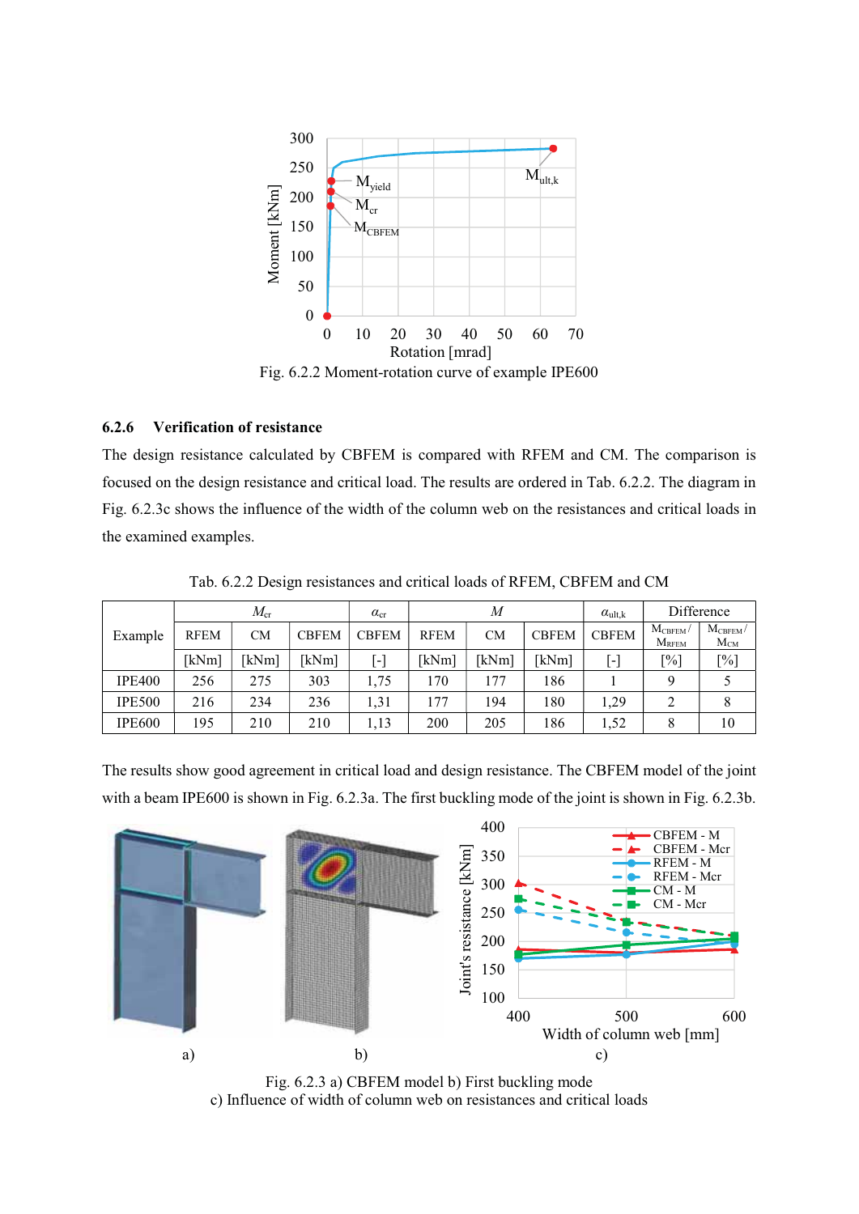Fig. 6.2.2 Moment-rotation curve of example IPE600

### 6.2.6 Verification of resistance

The design resistance calculated by CBFEM is compared with RFEM and CM. The comparison is focused on the design resistance and critical load. The results are ordered in Tab. 6.2.2. The diagram in Fig. 6.2.3c shows the influence of the width of the column web on the resistances and critical loads in the examined examples.

Tab. 6.2.2 Design resistances and critical loads of RFEM, CBFEM and CM

| Example | $M_{cr}$ | | | $\alpha_{cr}$ | $M$ | | | $\alpha_{ult,k}$ | Difference | |
|---|---|---|---|---|---|---|---|---|---|---|
| | RFEM | CM | CBFEM | CBFEM | RFEM | CM | CBFEM | CBFEM | $M_{CBFEM}/M_{RFEM}$ | $M_{CBFEM}/M_{CM}$ |
| | [kNm] | [kNm] | [kNm] | [-] | [kNm] | [kNm] | [kNm] | [-] | [%] | [%] |
| IPE400 | 256 | 275 | 303 | 1,75 | 170 | 177 | 186 | 1 | 9 | 5 |
| IPE500 | 216 | 234 | 236 | 1,31 | 177 | 194 | 180 | 1,29 | 2 | 8 |
| IPE600 | 195 | 210 | 210 | 1,13 | 200 | 205 | 186 | 1,52 | 8 | 10 |

The results show good agreement in critical load and design resistance. The CBFEM model of the joint with a beam IPE600 is shown in Fig. 6.2.3a. The first buckling mode of the joint is shown in Fig. 6.2.3b.

a) b) c)

Fig. 6.2.3 a) CBFEM model b) First buckling mode
c) Influence of width of column web on resistances and critical loads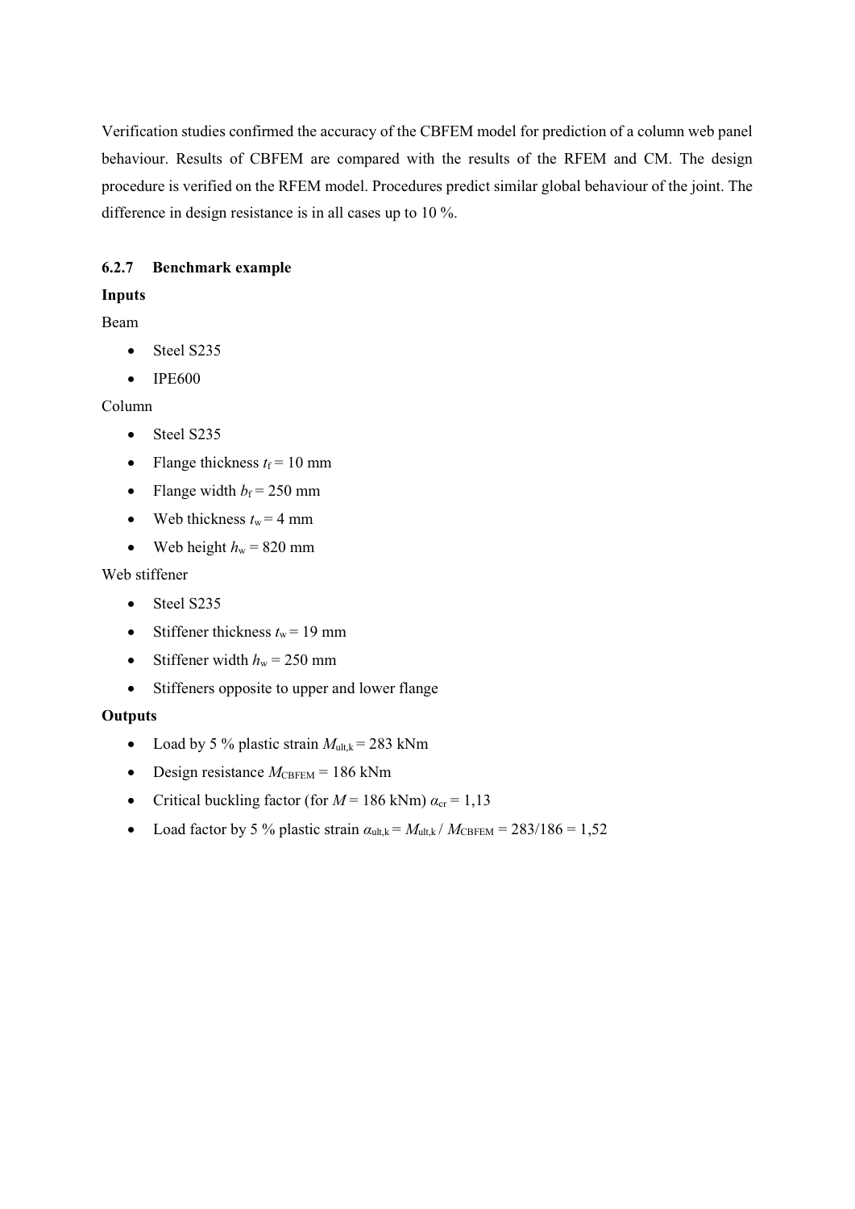Verification studies confirmed the accuracy of the CBFEM model for prediction of a column web panel behaviour. Results of CBFEM are compared with the results of the RFEM and CM. The design procedure is verified on the RFEM model. Procedures predict similar global behaviour of the joint. The difference in design resistance is in all cases up to 10 %.

### 6.2.7 Benchmark example

**Inputs**

Beam

- Steel S235
- IPE600

Column

- Steel S235
- Flange thickness $t_f$ = 10 mm
- Flange width $b_f$ = 250 mm
- Web thickness $t_w$ = 4 mm
- Web height $h_w$ = 820 mm

Web stiffener

- Steel S235
- Stiffener thickness $t_w$ = 19 mm
- Stiffener width $h_w$ = 250 mm
- Stiffeners opposite to upper and lower flange

**Outputs**

- Load by 5 % plastic strain $M_{ult,k}$ = 283 kNm
- Design resistance $M_{CBFEM}$ = 186 kNm
- Critical buckling factor (for $M$ = 186 kNm) $\alpha_{cr}$ = 1,13
- Load factor by 5 % plastic strain $\alpha_{ult,k} = M_{ult,k} / M_{CBFEM}$ = 283/186 = 1,52